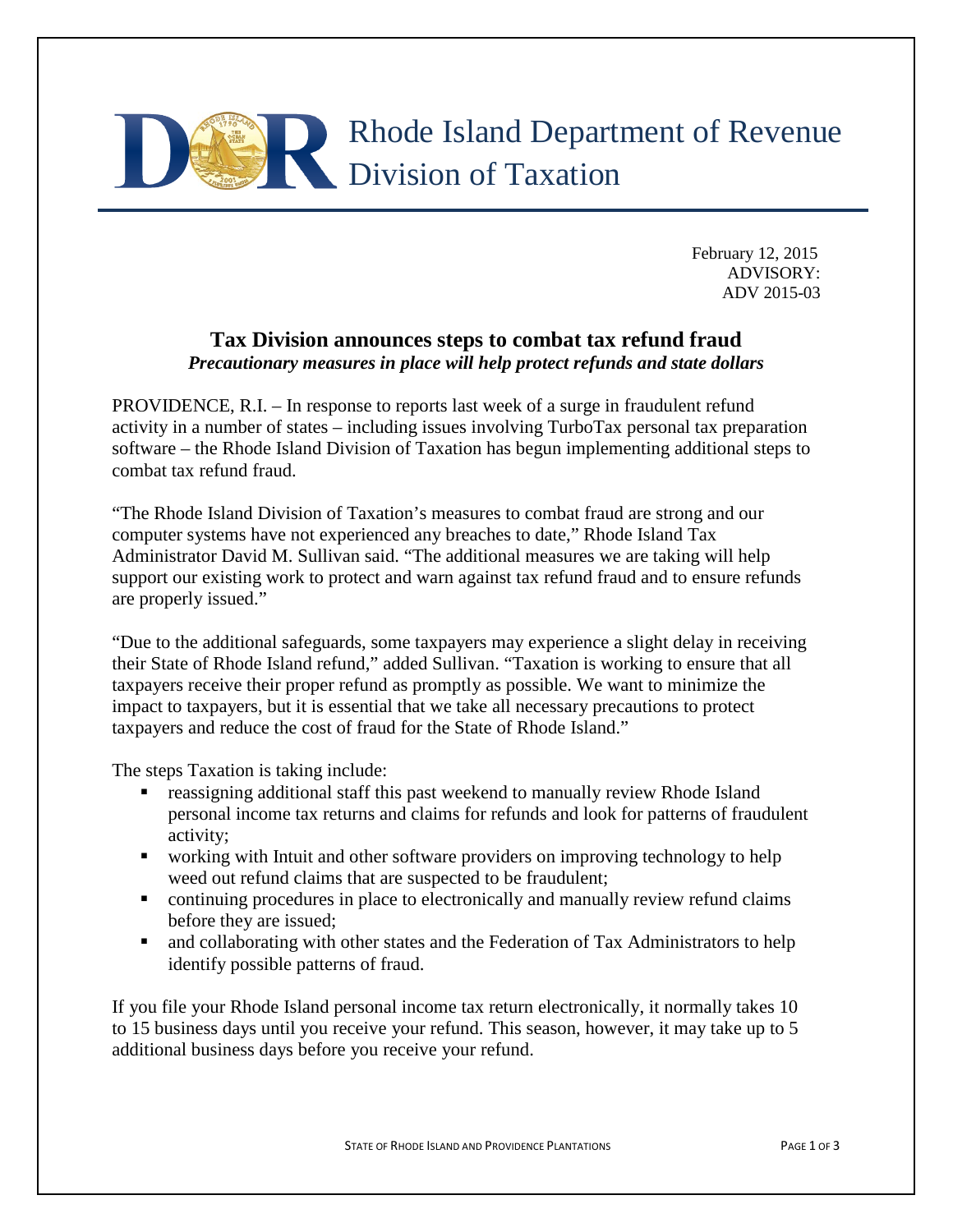# Rhode Island Department of Revenue Division of Taxation

February 12, 2015
ADVISORY:
ADV 2015-03

## Tax Division announces steps to combat tax refund fraud

***Precautionary measures in place will help protect refunds and state dollars***

PROVIDENCE, R.I. – In response to reports last week of a surge in fraudulent refund activity in a number of states – including issues involving TurboTax personal tax preparation software – the Rhode Island Division of Taxation has begun implementing additional steps to combat tax refund fraud.

"The Rhode Island Division of Taxation's measures to combat fraud are strong and our computer systems have not experienced any breaches to date," Rhode Island Tax Administrator David M. Sullivan said. "The additional measures we are taking will help support our existing work to protect and warn against tax refund fraud and to ensure refunds are properly issued."

"Due to the additional safeguards, some taxpayers may experience a slight delay in receiving their State of Rhode Island refund," added Sullivan. "Taxation is working to ensure that all taxpayers receive their proper refund as promptly as possible. We want to minimize the impact to taxpayers, but it is essential that we take all necessary precautions to protect taxpayers and reduce the cost of fraud for the State of Rhode Island."

The steps Taxation is taking include:

- reassigning additional staff this past weekend to manually review Rhode Island personal income tax returns and claims for refunds and look for patterns of fraudulent activity;
- working with Intuit and other software providers on improving technology to help weed out refund claims that are suspected to be fraudulent;
- continuing procedures in place to electronically and manually review refund claims before they are issued;
- and collaborating with other states and the Federation of Tax Administrators to help identify possible patterns of fraud.

If you file your Rhode Island personal income tax return electronically, it normally takes 10 to 15 business days until you receive your refund. This season, however, it may take up to 5 additional business days before you receive your refund.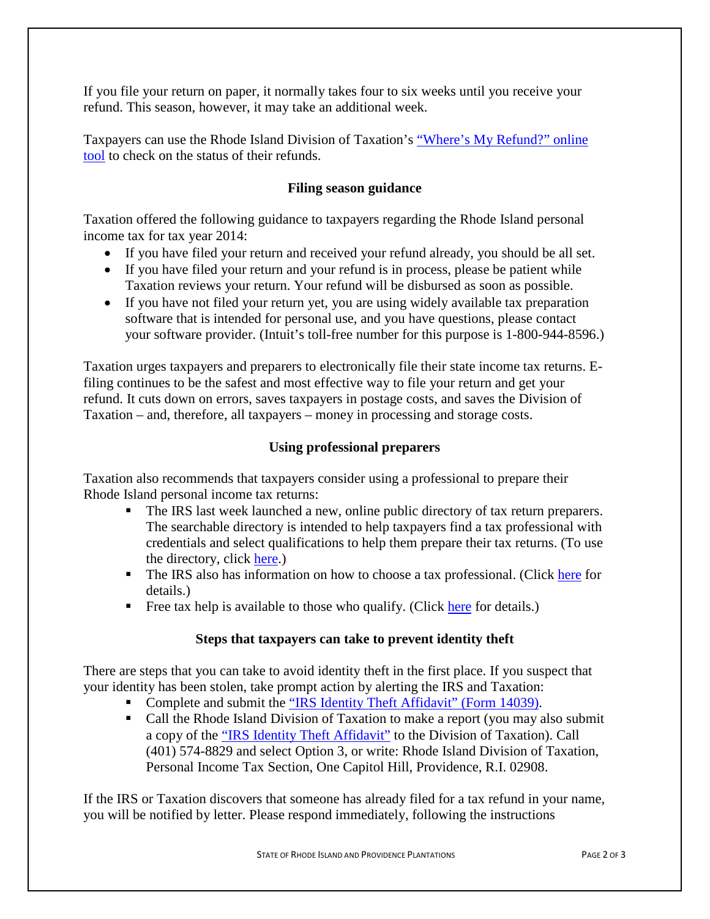If you file your return on paper, it normally takes four to six weeks until you receive your refund. This season, however, it may take an additional week.

Taxpayers can use the Rhode Island Division of Taxation's "Where's My Refund?" online tool to check on the status of their refunds.

**Filing season guidance**

Taxation offered the following guidance to taxpayers regarding the Rhode Island personal income tax for tax year 2014:

- If you have filed your return and received your refund already, you should be all set.
- If you have filed your return and your refund is in process, please be patient while Taxation reviews your return. Your refund will be disbursed as soon as possible.
- If you have not filed your return yet, you are using widely available tax preparation software that is intended for personal use, and you have questions, please contact your software provider. (Intuit's toll-free number for this purpose is 1-800-944-8596.)

Taxation urges taxpayers and preparers to electronically file their state income tax returns. E-filing continues to be the safest and most effective way to file your return and get your refund. It cuts down on errors, saves taxpayers in postage costs, and saves the Division of Taxation – and, therefore, all taxpayers – money in processing and storage costs.

**Using professional preparers**

Taxation also recommends that taxpayers consider using a professional to prepare their Rhode Island personal income tax returns:

- The IRS last week launched a new, online public directory of tax return preparers. The searchable directory is intended to help taxpayers find a tax professional with credentials and select qualifications to help them prepare their tax returns. (To use the directory, click here.)
- The IRS also has information on how to choose a tax professional. (Click here for details.)
- Free tax help is available to those who qualify. (Click here for details.)

**Steps that taxpayers can take to prevent identity theft**

There are steps that you can take to avoid identity theft in the first place. If you suspect that your identity has been stolen, take prompt action by alerting the IRS and Taxation:

- Complete and submit the "IRS Identity Theft Affidavit" (Form 14039).
- Call the Rhode Island Division of Taxation to make a report (you may also submit a copy of the "IRS Identity Theft Affidavit" to the Division of Taxation). Call (401) 574-8829 and select Option 3, or write: Rhode Island Division of Taxation, Personal Income Tax Section, One Capitol Hill, Providence, R.I. 02908.

If the IRS or Taxation discovers that someone has already filed for a tax refund in your name, you will be notified by letter. Please respond immediately, following the instructions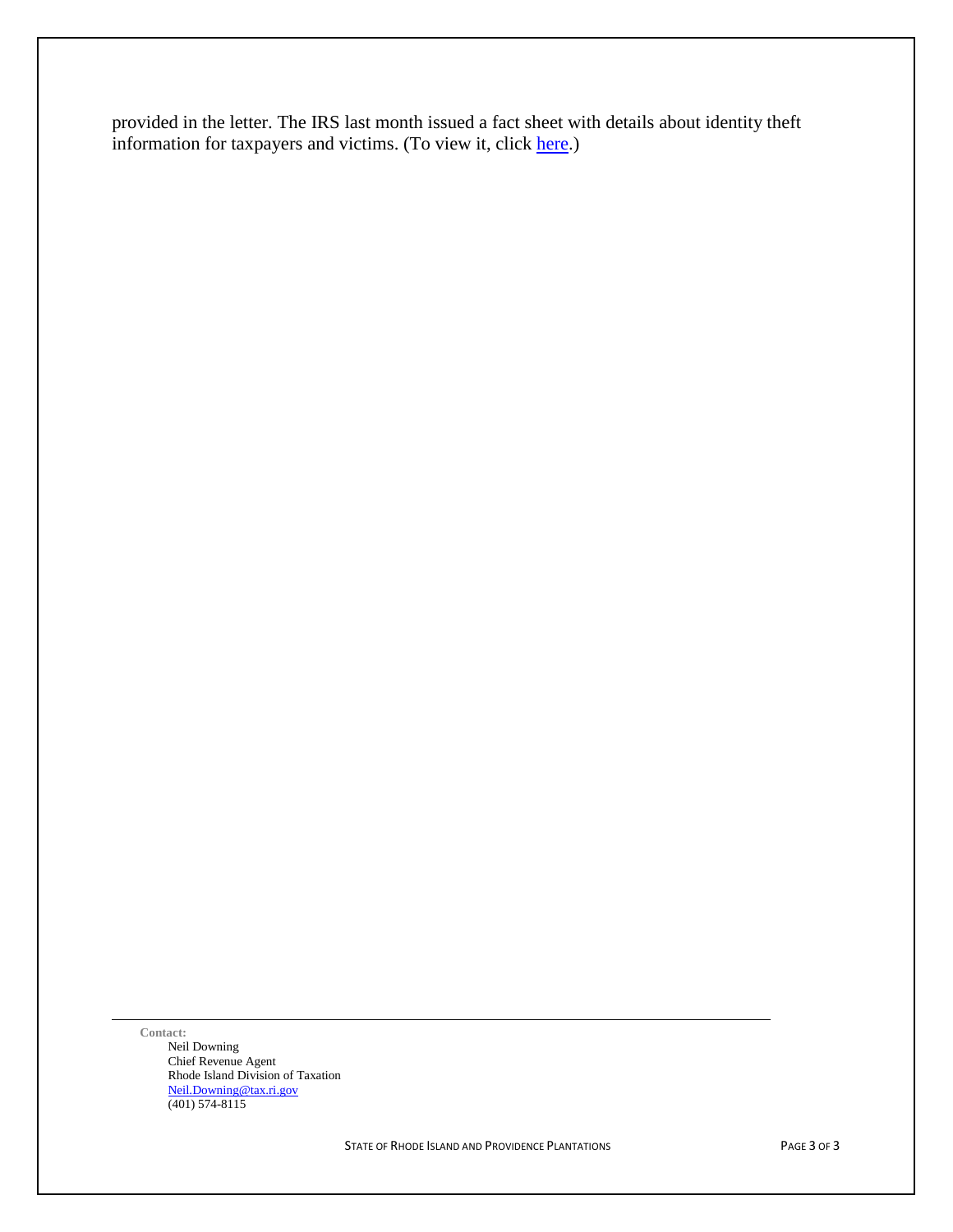provided in the letter. The IRS last month issued a fact sheet with details about identity theft information for taxpayers and victims. (To view it, click here.)

---

**Contact:**

Neil Downing
Chief Revenue Agent
Rhode Island Division of Taxation
Neil.Downing@tax.ri.gov
(401) 574-8115